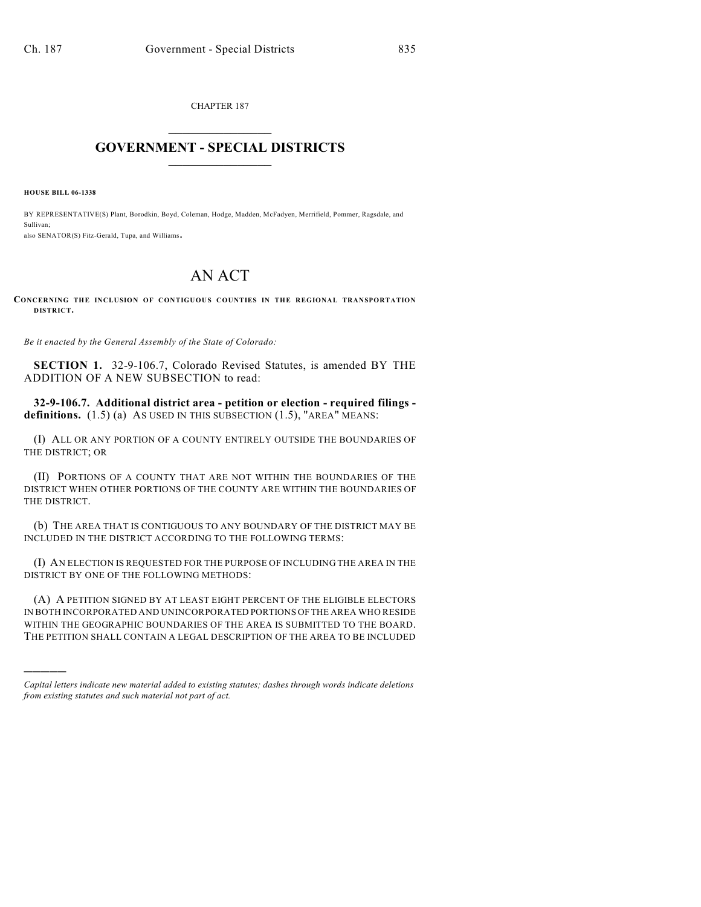CHAPTER 187

# GOVERNMENT - SPECIAL DISTRICTS

**HOUSE BILL 06-1338**

BY REPRESENTATIVE(S) Plant, Borodkin, Boyd, Coleman, Hodge, Madden, McFadyen, Merrifield, Pommer, Ragsdale, and Sullivan;
also SENATOR(S) Fitz-Gerald, Tupa, and Williams.

# AN ACT

**CONCERNING THE INCLUSION OF CONTIGUOUS COUNTIES IN THE REGIONAL TRANSPORTATION DISTRICT.**

*Be it enacted by the General Assembly of the State of Colorado:*

**SECTION 1.** 32-9-106.7, Colorado Revised Statutes, is amended BY THE ADDITION OF A NEW SUBSECTION to read:

**32-9-106.7. Additional district area - petition or election - required filings - definitions.** (1.5) (a) AS USED IN THIS SUBSECTION (1.5), "AREA" MEANS:

(I) ALL OR ANY PORTION OF A COUNTY ENTIRELY OUTSIDE THE BOUNDARIES OF THE DISTRICT; OR

(II) PORTIONS OF A COUNTY THAT ARE NOT WITHIN THE BOUNDARIES OF THE DISTRICT WHEN OTHER PORTIONS OF THE COUNTY ARE WITHIN THE BOUNDARIES OF THE DISTRICT.

(b) THE AREA THAT IS CONTIGUOUS TO ANY BOUNDARY OF THE DISTRICT MAY BE INCLUDED IN THE DISTRICT ACCORDING TO THE FOLLOWING TERMS:

(I) AN ELECTION IS REQUESTED FOR THE PURPOSE OF INCLUDING THE AREA IN THE DISTRICT BY ONE OF THE FOLLOWING METHODS:

(A) A PETITION SIGNED BY AT LEAST EIGHT PERCENT OF THE ELIGIBLE ELECTORS IN BOTH INCORPORATED AND UNINCORPORATED PORTIONS OF THE AREA WHO RESIDE WITHIN THE GEOGRAPHIC BOUNDARIES OF THE AREA IS SUBMITTED TO THE BOARD. THE PETITION SHALL CONTAIN A LEGAL DESCRIPTION OF THE AREA TO BE INCLUDED

*Capital letters indicate new material added to existing statutes; dashes through words indicate deletions from existing statutes and such material not part of act.*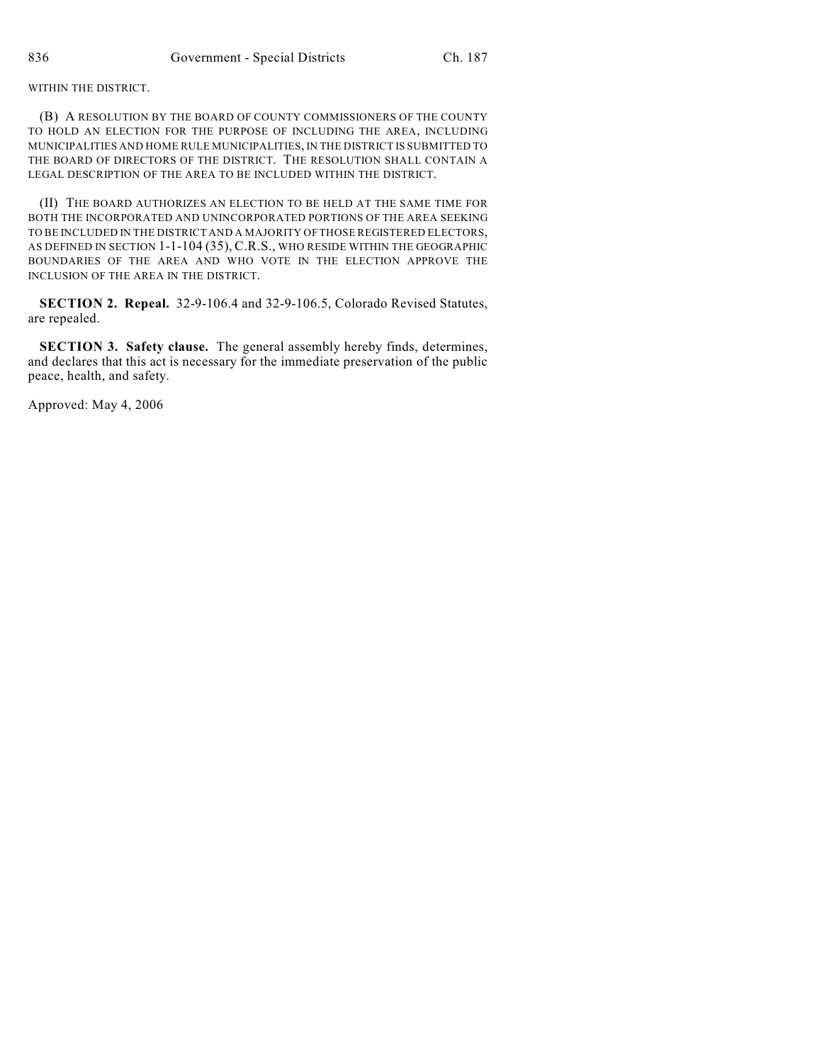WITHIN THE DISTRICT.

(B) A RESOLUTION BY THE BOARD OF COUNTY COMMISSIONERS OF THE COUNTY TO HOLD AN ELECTION FOR THE PURPOSE OF INCLUDING THE AREA, INCLUDING MUNICIPALITIES AND HOME RULE MUNICIPALITIES, IN THE DISTRICT IS SUBMITTED TO THE BOARD OF DIRECTORS OF THE DISTRICT. THE RESOLUTION SHALL CONTAIN A LEGAL DESCRIPTION OF THE AREA TO BE INCLUDED WITHIN THE DISTRICT.

(II) THE BOARD AUTHORIZES AN ELECTION TO BE HELD AT THE SAME TIME FOR BOTH THE INCORPORATED AND UNINCORPORATED PORTIONS OF THE AREA SEEKING TO BE INCLUDED IN THE DISTRICT AND A MAJORITY OF THOSE REGISTERED ELECTORS, AS DEFINED IN SECTION 1-1-104 (35), C.R.S., WHO RESIDE WITHIN THE GEOGRAPHIC BOUNDARIES OF THE AREA AND WHO VOTE IN THE ELECTION APPROVE THE INCLUSION OF THE AREA IN THE DISTRICT.

**SECTION 2. Repeal.** 32-9-106.4 and 32-9-106.5, Colorado Revised Statutes, are repealed.

**SECTION 3. Safety clause.** The general assembly hereby finds, determines, and declares that this act is necessary for the immediate preservation of the public peace, health, and safety.

Approved: May 4, 2006